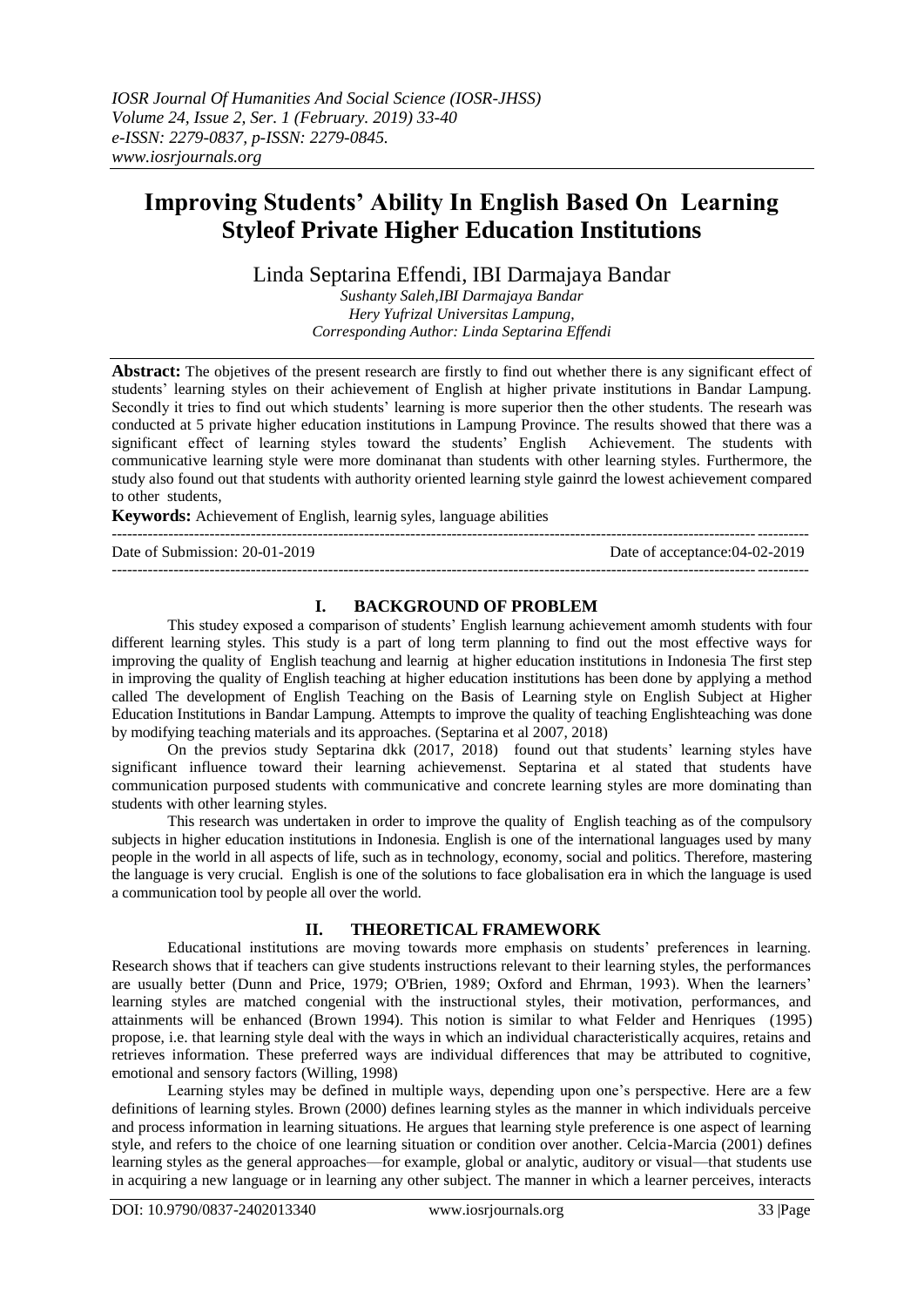# Improving Students' Ability In English Based On Learning Styleof Private Higher Education Institutions

Linda Septarina Effendi, IBI Darmajaya Bandar

*Sushanty Saleh,IBI Darmajaya Bandar*
*Hery Yufrizal Universitas Lampung,*
*Corresponding Author: Linda Septarina Effendi*

**Abstract:** The objetives of the present research are firstly to find out whether there is any significant effect of students' learning styles on their achievement of English at higher private institutions in Bandar Lampung. Secondly it tries to find out which students' learning is more superior then the other students. The researh was conducted at 5 private higher education institutions in Lampung Province. The results showed that there was a significant effect of learning styles toward the students' English Achievement. The students with communicative learning style were more dominanat than students with other learning styles. Furthermore, the study also found out that students with authority oriented learning style gainrd the lowest achievement compared to other students,

**Keywords:** Achievement of English, learnig syles, language abilities

---

Date of Submission: 20-01-2019 Date of acceptance:04-02-2019

---

## I. BACKGROUND OF PROBLEM

This studey exposed a comparison of students' English learnung achievement amomh students with four different learning styles. This study is a part of long term planning to find out the most effective ways for improving the quality of English teachung and learnig at higher education institutions in Indonesia The first step in improving the quality of English teaching at higher education institutions has been done by applying a method called The development of English Teaching on the Basis of Learning style on English Subject at Higher Education Institutions in Bandar Lampung. Attempts to improve the quality of teaching Englishteaching was done by modifying teaching materials and its approaches. (Septarina et al 2007, 2018)

On the previos study Septarina dkk (2017, 2018) found out that students' learning styles have significant influence toward their learning achievemenst. Septarina et al stated that students have communication purposed students with communicative and concrete learning styles are more dominating than students with other learning styles.

This research was undertaken in order to improve the quality of English teaching as of the compulsory subjects in higher education institutions in Indonesia. English is one of the international languages used by many people in the world in all aspects of life, such as in technology, economy, social and politics. Therefore, mastering the language is very crucial. English is one of the solutions to face globalisation era in which the language is used a communication tool by people all over the world.

## II. THEORETICAL FRAMEWORK

Educational institutions are moving towards more emphasis on students' preferences in learning. Research shows that if teachers can give students instructions relevant to their learning styles, the performances are usually better (Dunn and Price, 1979; O'Brien, 1989; Oxford and Ehrman, 1993). When the learners' learning styles are matched congenial with the instructional styles, their motivation, performances, and attainments will be enhanced (Brown 1994). This notion is similar to what Felder and Henriques (1995) propose, i.e. that learning style deal with the ways in which an individual characteristically acquires, retains and retrieves information. These preferred ways are individual differences that may be attributed to cognitive, emotional and sensory factors (Willing, 1998)

Learning styles may be defined in multiple ways, depending upon one's perspective. Here are a few definitions of learning styles. Brown (2000) defines learning styles as the manner in which individuals perceive and process information in learning situations. He argues that learning style preference is one aspect of learning style, and refers to the choice of one learning situation or condition over another. Celcia-Marcia (2001) defines learning styles as the general approaches—for example, global or analytic, auditory or visual—that students use in acquiring a new language or in learning any other subject. The manner in which a learner perceives, interacts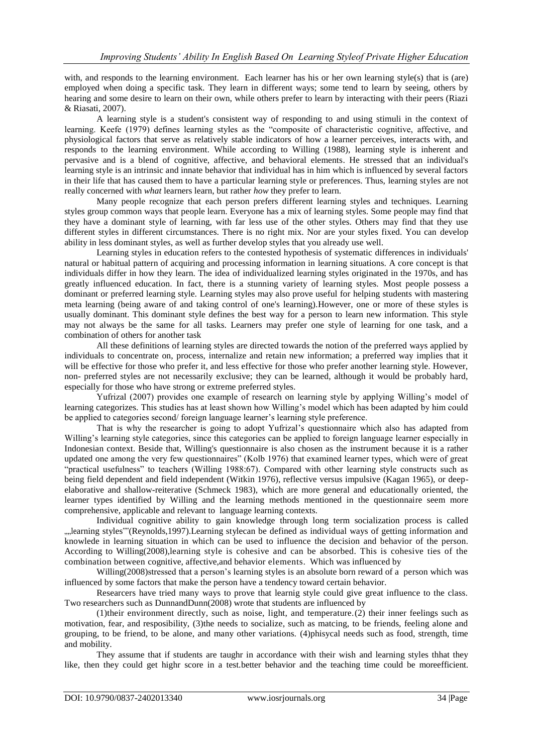with, and responds to the learning environment. Each learner has his or her own learning style(s) that is (are) employed when doing a specific task. They learn in different ways; some tend to learn by seeing, others by hearing and some desire to learn on their own, while others prefer to learn by interacting with their peers (Riazi & Riasati, 2007).

A learning style is a student's consistent way of responding to and using stimuli in the context of learning. Keefe (1979) defines learning styles as the "composite of characteristic cognitive, affective, and physiological factors that serve as relatively stable indicators of how a learner perceives, interacts with, and responds to the learning environment. While according to Willing (1988), learning style is inherent and pervasive and is a blend of cognitive, affective, and behavioral elements. He stressed that an individual's learning style is an intrinsic and innate behavior that individual has in him which is influenced by several factors in their life that has caused them to have a particular learning style or preferences. Thus, learning styles are not really concerned with *what* learners learn, but rather *how* they prefer to learn.

Many people recognize that each person prefers different learning styles and techniques. Learning styles group common ways that people learn. Everyone has a mix of learning styles. Some people may find that they have a dominant style of learning, with far less use of the other styles. Others may find that they use different styles in different circumstances. There is no right mix. Nor are your styles fixed. You can develop ability in less dominant styles, as well as further develop styles that you already use well.

Learning styles in education refers to the contested hypothesis of systematic differences in individuals' natural or habitual pattern of acquiring and processing information in learning situations. A core concept is that individuals differ in how they learn. The idea of individualized learning styles originated in the 1970s, and has greatly influenced education. In fact, there is a stunning variety of learning styles. Most people possess a dominant or preferred learning style. Learning styles may also prove useful for helping students with mastering meta learning (being aware of and taking control of one's learning).However, one or more of these styles is usually dominant. This dominant style defines the best way for a person to learn new information. This style may not always be the same for all tasks. Learners may prefer one style of learning for one task, and a combination of others for another task

All these definitions of learning styles are directed towards the notion of the preferred ways applied by individuals to concentrate on, process, internalize and retain new information; a preferred way implies that it will be effective for those who prefer it, and less effective for those who prefer another learning style. However, non- preferred styles are not necessarily exclusive; they can be learned, although it would be probably hard, especially for those who have strong or extreme preferred styles.

Yufrizal (2007) provides one example of research on learning style by applying Willing's model of learning categorizes. This studies has at least shown how Willing's model which has been adapted by him could be applied to categories second/ foreign language learner's learning style preference.

That is why the researcher is going to adopt Yufrizal's questionnaire which also has adapted from Willing's learning style categories, since this categories can be applied to foreign language learner especially in Indonesian context. Beside that, Willing's questionnaire is also chosen as the instrument because it is a rather updated one among the very few questionnaires" (Kolb 1976) that examined learner types, which were of great "practical usefulness" to teachers (Willing 1988:67). Compared with other learning style constructs such as being field dependent and field independent (Witkin 1976), reflective versus impulsive (Kagan 1965), or deep-elaborative and shallow-reiterative (Schmeck 1983), which are more general and educationally oriented, the learner types identified by Willing and the learning methods mentioned in the questionnaire seem more comprehensive, applicable and relevant to language learning contexts.

Individual cognitive ability to gain knowledge through long term socialization process is called „„learning styles""(Reynolds,1997).Learning stylecan be defined as individual ways of getting information and knowlede in learning situation in which can be used to influence the decision and behavior of the person. According to Willing(2008),learning style is cohesive and can be absorbed. This is cohesive ties of the combination between cognitive, affective,and behavior elements. Which was influenced by

Willing(2008)stressed that a person's learning styles is an absolute born reward of a person which was influenced by some factors that make the person have a tendency toward certain behavior.

Researcers have tried many ways to prove that learnig style could give great influence to the class. Two researchers such as DunnandDunn(2008) wrote that students are influenced by

(1)their environment directly, such as noise, light, and temperature.(2) their inner feelings such as motivation, fear, and resposibility, (3)the needs to socialize, such as matcing, to be friends, feeling alone and grouping, to be friend, to be alone, and many other variations. (4)phisycal needs such as food, strength, time and mobility.

They assume that if students are taughr in accordance with their wish and learning styles thhat they like, then they could get highr score in a test.better behavior and the teaching time could be moreefficient.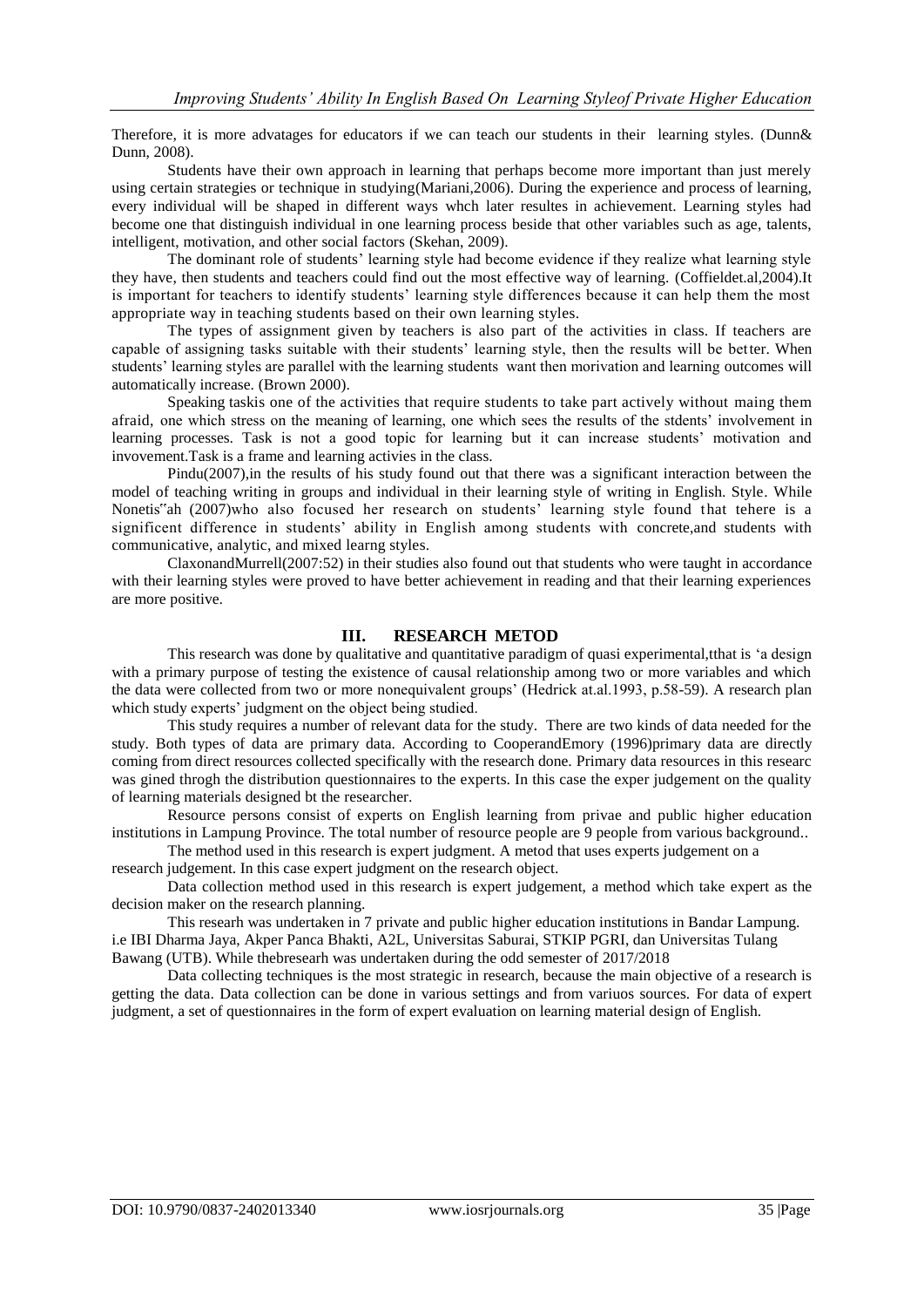Therefore, it is more advatages for educators if we can teach our students in their learning styles. (Dunn& Dunn, 2008).

Students have their own approach in learning that perhaps become more important than just merely using certain strategies or technique in studying(Mariani,2006). During the experience and process of learning, every individual will be shaped in different ways whch later resultes in achievement. Learning styles had become one that distinguish individual in one learning process beside that other variables such as age, talents, intelligent, motivation, and other social factors (Skehan, 2009).

The dominant role of students' learning style had become evidence if they realize what learning style they have, then students and teachers could find out the most effective way of learning. (Coffieldet.al,2004).It is important for teachers to identify students' learning style differences because it can help them the most appropriate way in teaching students based on their own learning styles.

The types of assignment given by teachers is also part of the activities in class. If teachers are capable of assigning tasks suitable with their students' learning style, then the results will be better. When students' learning styles are parallel with the learning students want then morivation and learning outcomes will automatically increase. (Brown 2000).

Speaking taskis one of the activities that require students to take part actively without maing them afraid, one which stress on the meaning of learning, one which sees the results of the stdents' involvement in learning processes. Task is not a good topic for learning but it can increase students' motivation and invovement.Task is a frame and learning activies in the class.

Pindu(2007),in the results of his study found out that there was a significant interaction between the model of teaching writing in groups and individual in their learning style of writing in English. Style. While Nonetis"ah (2007)who also focused her research on students' learning style found that tehere is a significent difference in students' ability in English among students with concrete,and students with communicative, analytic, and mixed learng styles.

ClaxonandMurrell(2007:52) in their studies also found out that students who were taught in accordance with their learning styles were proved to have better achievement in reading and that their learning experiences are more positive.

## III. RESEARCH METOD

This research was done by qualitative and quantitative paradigm of quasi experimental,tthat is 'a design with a primary purpose of testing the existence of causal relationship among two or more variables and which the data were collected from two or more nonequivalent groups' (Hedrick at.al.1993, p.58-59). A research plan which study experts' judgment on the object being studied.

This study requires a number of relevant data for the study. There are two kinds of data needed for the study. Both types of data are primary data. According to CooperandEmory (1996)primary data are directly coming from direct resources collected specifically with the research done. Primary data resources in this researc was gined throgh the distribution questionnaires to the experts. In this case the exper judgement on the quality of learning materials designed bt the researcher.

Resource persons consist of experts on English learning from privae and public higher education institutions in Lampung Province. The total number of resource people are 9 people from various background..

The method used in this research is expert judgment. A metod that uses experts judgement on a research judgement. In this case expert judgment on the research object.

Data collection method used in this research is expert judgement, a method which take expert as the decision maker on the research planning.

This researh was undertaken in 7 private and public higher education institutions in Bandar Lampung. i.e IBI Dharma Jaya, Akper Panca Bhakti, A2L, Universitas Saburai, STKIP PGRI, dan Universitas Tulang Bawang (UTB). While thebresearh was undertaken during the odd semester of 2017/2018

Data collecting techniques is the most strategic in research, because the main objective of a research is getting the data. Data collection can be done in various settings and from variuos sources. For data of expert judgment, a set of questionnaires in the form of expert evaluation on learning material design of English.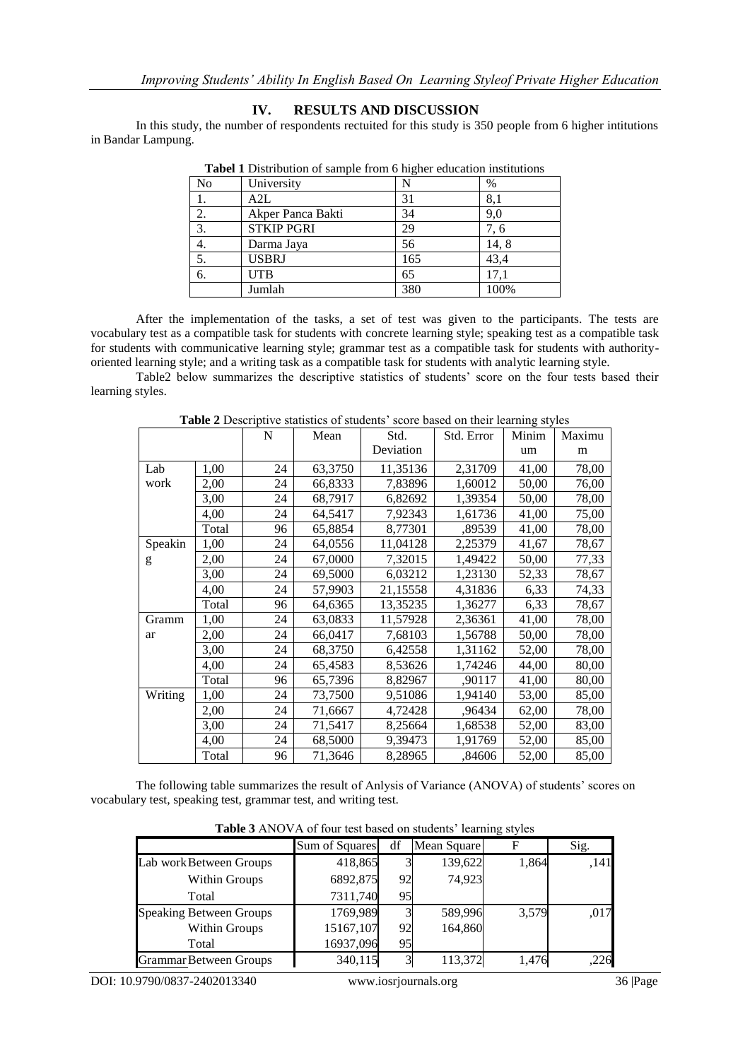## IV. RESULTS AND DISCUSSION

In this study, the number of respondents rectuited for this study is 350 people from 6 higher intitutions in Bandar Lampung.

**Tabel 1** Distribution of sample from 6 higher education institutions

| No | University | N | % |
|---|---|---|---|
| 1. | A2L | 31 | 8,1 |
| 2. | Akper Panca Bakti | 34 | 9,0 |
| 3. | STKIP PGRI | 29 | 7, 6 |
| 4. | Darma Jaya | 56 | 14, 8 |
| 5. | USBRJ | 165 | 43,4 |
| 6. | UTB | 65 | 17,1 |
| | Jumlah | 380 | 100% |

After the implementation of the tasks, a set of test was given to the participants. The tests are vocabulary test as a compatible task for students with concrete learning style; speaking test as a compatible task for students with communicative learning style; grammar test as a compatible task for students with authority-oriented learning style; and a writing task as a compatible task for students with analytic learning style.

Table2 below summarizes the descriptive statistics of students' score on the four tests based their learning styles.

**Table 2** Descriptive statistics of students' score based on their learning styles

| | | N | Mean | Std. Deviation | Std. Error | Minimum | Maximum |
|---|---|---|---|---|---|---|---|
| Lab work | 1,00 | 24 | 63,3750 | 11,35136 | 2,31709 | 41,00 | 78,00 |
| | 2,00 | 24 | 66,8333 | 7,83896 | 1,60012 | 50,00 | 76,00 |
| | 3,00 | 24 | 68,7917 | 6,82692 | 1,39354 | 50,00 | 78,00 |
| | 4,00 | 24 | 64,5417 | 7,92343 | 1,61736 | 41,00 | 75,00 |
| | Total | 96 | 65,8854 | 8,77301 | ,89539 | 41,00 | 78,00 |
| Speaking | 1,00 | 24 | 64,0556 | 11,04128 | 2,25379 | 41,67 | 78,67 |
| | 2,00 | 24 | 67,0000 | 7,32015 | 1,49422 | 50,00 | 77,33 |
| | 3,00 | 24 | 69,5000 | 6,03212 | 1,23130 | 52,33 | 78,67 |
| | 4,00 | 24 | 57,9903 | 21,15558 | 4,31836 | 6,33 | 74,33 |
| | Total | 96 | 64,6365 | 13,35235 | 1,36277 | 6,33 | 78,67 |
| Grammar | 1,00 | 24 | 63,0833 | 11,57928 | 2,36361 | 41,00 | 78,00 |
| | 2,00 | 24 | 66,0417 | 7,68103 | 1,56788 | 50,00 | 78,00 |
| | 3,00 | 24 | 68,3750 | 6,42558 | 1,31162 | 52,00 | 78,00 |
| | 4,00 | 24 | 65,4583 | 8,53626 | 1,74246 | 44,00 | 80,00 |
| | Total | 96 | 65,7396 | 8,82967 | ,90117 | 41,00 | 80,00 |
| Writing | 1,00 | 24 | 73,7500 | 9,51086 | 1,94140 | 53,00 | 85,00 |
| | 2,00 | 24 | 71,6667 | 4,72428 | ,96434 | 62,00 | 78,00 |
| | 3,00 | 24 | 71,5417 | 8,25664 | 1,68538 | 52,00 | 83,00 |
| | 4,00 | 24 | 68,5000 | 9,39473 | 1,91769 | 52,00 | 85,00 |
| | Total | 96 | 71,3646 | 8,28965 | ,84606 | 52,00 | 85,00 |

The following table summarizes the result of Anlysis of Variance (ANOVA) of students' scores on vocabulary test, speaking test, grammar test, and writing test.

**Table 3** ANOVA of four test based on students' learning styles

| | | Sum of Squares | df | Mean Square | F | Sig. |
|---|---|---|---|---|---|---|
| Lab work | Between Groups | 418,865 | 3 | 139,622 | 1,864 | ,141 |
| | Within Groups | 6892,875 | 92 | 74,923 | | |
| | Total | 7311,740 | 95 | | | |
| Speaking | Between Groups | 1769,989 | 3 | 589,996 | 3,579 | ,017 |
| | Within Groups | 15167,107 | 92 | 164,860 | | |
| | Total | 16937,096 | 95 | | | |
| Grammar | Between Groups | 340,115 | 3 | 113,372 | 1,476 | ,226 |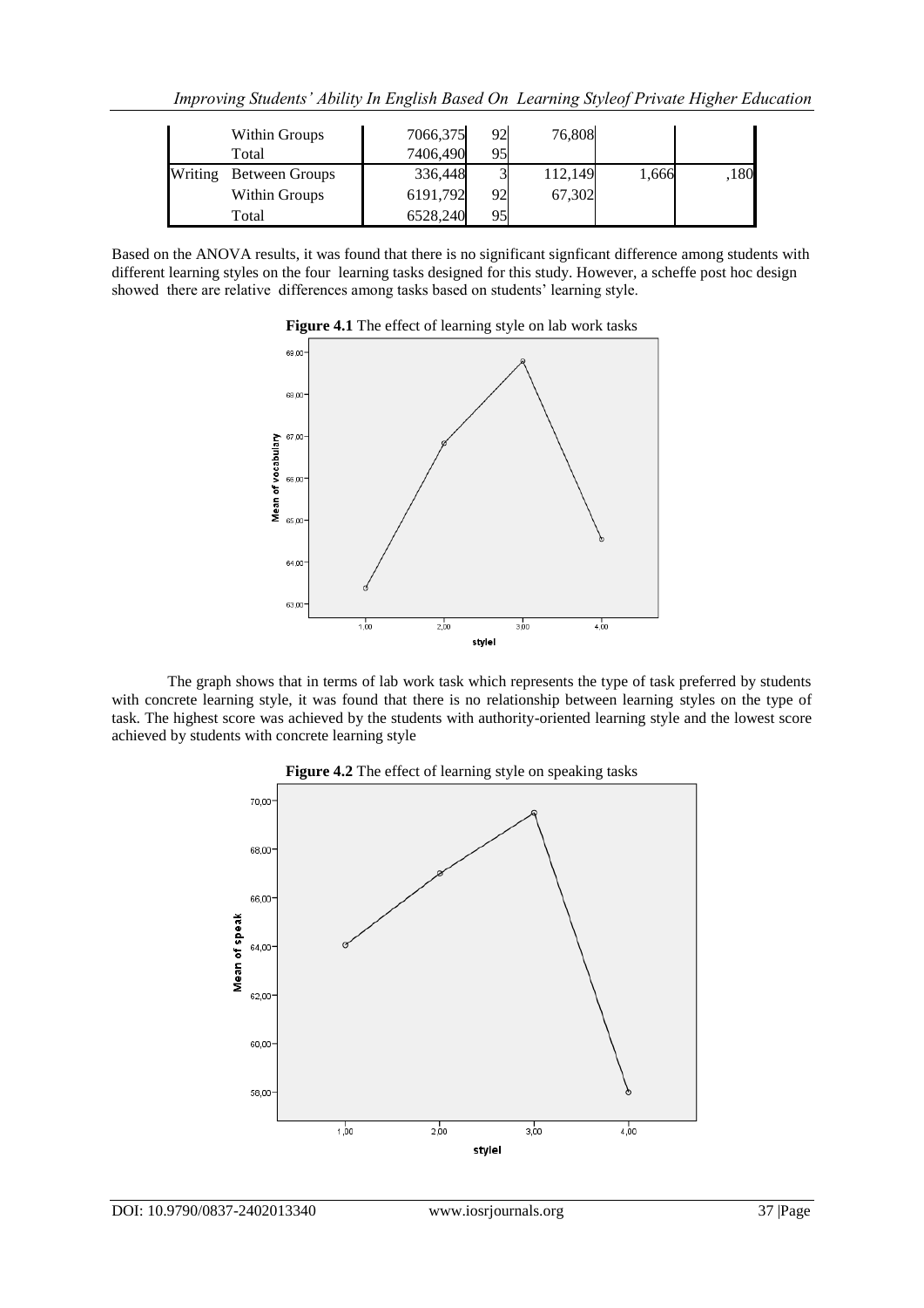| | | | | | | |
|---|---|---|---|---|---|---|
| | Within Groups | 7066,375 | 92 | 76,808 | | |
| | Total | 7406,490 | 95 | | | |
| Writing | Between Groups | 336,448 | 3 | 112,149 | 1,666 | ,180 |
| | Within Groups | 6191,792 | 92 | 67,302 | | |
| | Total | 6528,240 | 95 | | | |

Based on the ANOVA results, it was found that there is no significant signficant difference among students with different learning styles on the four learning tasks designed for this study. However, a scheffe post hoc design showed there are relative differences among tasks based on students' learning style.

**Figure 4.1** The effect of learning style on lab work tasks

The graph shows that in terms of lab work task which represents the type of task preferred by students with concrete learning style, it was found that there is no relationship between learning styles on the type of task. The highest score was achieved by the students with authority-oriented learning style and the lowest score achieved by students with concrete learning style

**Figure 4.2** The effect of learning style on speaking tasks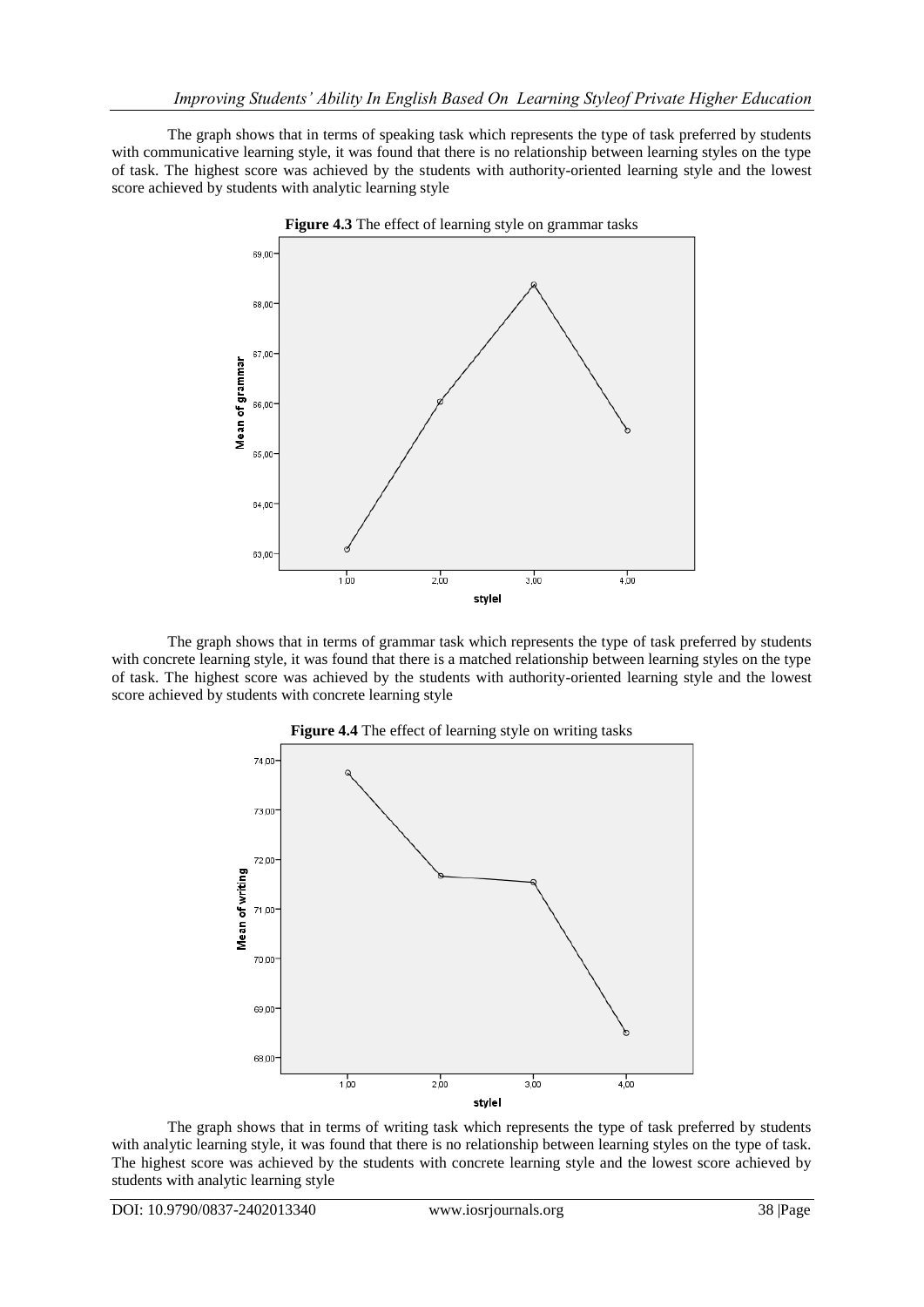The graph shows that in terms of speaking task which represents the type of task preferred by students with communicative learning style, it was found that there is no relationship between learning styles on the type of task. The highest score was achieved by the students with authority-oriented learning style and the lowest score achieved by students with analytic learning style

**Figure 4.3** The effect of learning style on grammar tasks

The graph shows that in terms of grammar task which represents the type of task preferred by students with concrete learning style, it was found that there is a matched relationship between learning styles on the type of task. The highest score was achieved by the students with authority-oriented learning style and the lowest score achieved by students with concrete learning style

**Figure 4.4** The effect of learning style on writing tasks

The graph shows that in terms of writing task which represents the type of task preferred by students with analytic learning style, it was found that there is no relationship between learning styles on the type of task. The highest score was achieved by the students with concrete learning style and the lowest score achieved by students with analytic learning style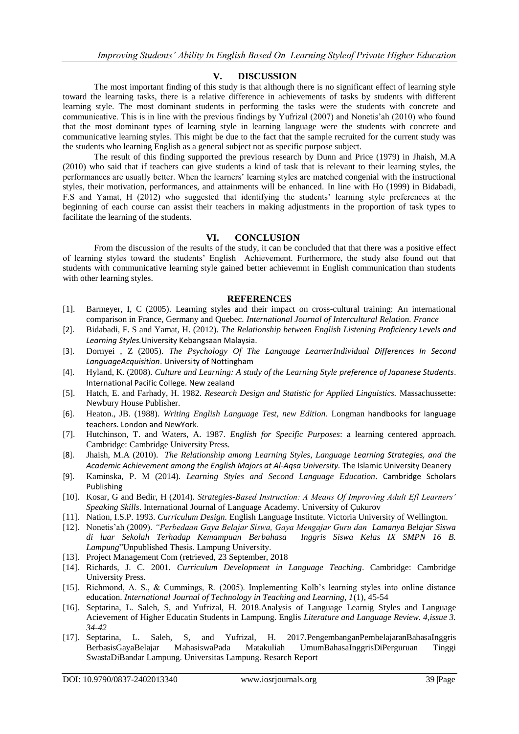## V. DISCUSSION

The most important finding of this study is that although there is no significant effect of learning style toward the learning tasks, there is a relative difference in achievements of tasks by students with different learning style. The most dominant students in performing the tasks were the students with concrete and communicative. This is in line with the previous findings by Yufrizal (2007) and Nonetis'ah (2010) who found that the most dominant types of learning style in learning language were the students with concrete and communicative learning styles. This might be due to the fact that the sample recruited for the current study was the students who learning English as a general subject not as specific purpose subject.

The result of this finding supported the previous research by Dunn and Price (1979) in Jhaish, M.A (2010) who said that if teachers can give students a kind of task that is relevant to their learning styles, the performances are usually better. When the learners' learning styles are matched congenial with the instructional styles, their motivation, performances, and attainments will be enhanced. In line with Ho (1999) in Bidabadi, F.S and Yamat, H (2012) who suggested that identifying the students' learning style preferences at the beginning of each course can assist their teachers in making adjustments in the proportion of task types to facilitate the learning of the students.

## VI. CONCLUSION

From the discussion of the results of the study, it can be concluded that that there was a positive effect of learning styles toward the students' English Achievement. Furthermore, the study also found out that students with communicative learning style gained better achievemnt in English communication than students with other learning styles.

## REFERENCES

[1]. Barmeyer, I, C (2005). Learning styles and their impact on cross-cultural training: An international comparison in France, Germany and Quebec. *International Journal of Intercultural Relation. France*

[2]. Bidabadi, F. S and Yamat, H. (2012). *The Relationship between English Listening Proficiency Levels and Learning Styles.* University Kebangsaan Malaysia.

[3]. Dornyei , Z (2005). *The Psychology Of The Language LearnerIndividual Differences In Second LanguageAcquisition*. University of Nottingham

[4]. Hyland, K. (2008). *Culture and Learning: A study of the Learning Style preference of Japanese Students*. International Pacific College. New zealand

[5]. Hatch, E. and Farhady, H. 1982. *Research Design and Statistic for Applied Linguistics.* Massachussette: Newbury House Publisher.

[6]. Heaton., JB. (1988). *Writing English Language Test, new Edition*. Longman handbooks for language teachers. London and NewYork.

[7]. Hutchinson, T. and Waters, A. 1987. *English for Specific Purposes*: a learning centered approach. Cambridge: Cambridge University Press.

[8]. Jhaish, M.A (2010). *The Relationship among Learning Styles, Language Learning Strategies, and the Academic Achievement among the English Majors at Al-Aqsa University.* The Islamic University Deanery

[9]. Kaminska, P. M (2014). *Learning Styles and Second Language Education*. Cambridge Scholars Publishing

[10]. Kosar, G and Bedir, H (2014). *Strategies-Based Instruction: A Means Of Improving Adult Efl Learners' Speaking Skills*. International Journal of Language Academy. University of Çukurov

[11]. Nation, I.S.P. 1993. *Curriculum Design.* English Language Institute. Victoria University of Wellington.

[12]. Nonetis'ah (2009). *"Perbedaan Gaya Belajar Siswa, Gaya Mengajar Guru dan Lamanya Belajar Siswa di luar Sekolah Terhadap Kemampuan Berbahasa Inggris Siswa Kelas IX SMPN 16 B. Lampung*"Unpublished Thesis. Lampung University.

[13]. Project Management Com (retrieved, 23 September, 2018

[14]. Richards, J. C. 2001. *Curriculum Development in Language Teaching*. Cambridge: Cambridge University Press.

[15]. Richmond, A. S., & Cummings, R. (2005). Implementing Kolb's learning styles into online distance education. *International Journal of Technology in Teaching and Learning, 1*(1), 45-54

[16]. Septarina, L. Saleh, S, and Yufrizal, H. 2018.Analysis of Language Learnig Styles and Language Acievement of Higher Educatin Students in Lampung. Englis *Literature and Language Review. 4,issue 3. 34-42*

[17]. Septarina, L. Saleh, S, and Yufrizal, H. 2017.PengembanganPembelajaranBahasaInggris BerbasisGayaBelajar MahasiswaPada Matakuliah UmumBahasaInggrisDiPerguruan Tinggi SwastaDiBandar Lampung. Universitas Lampung. Resarch Report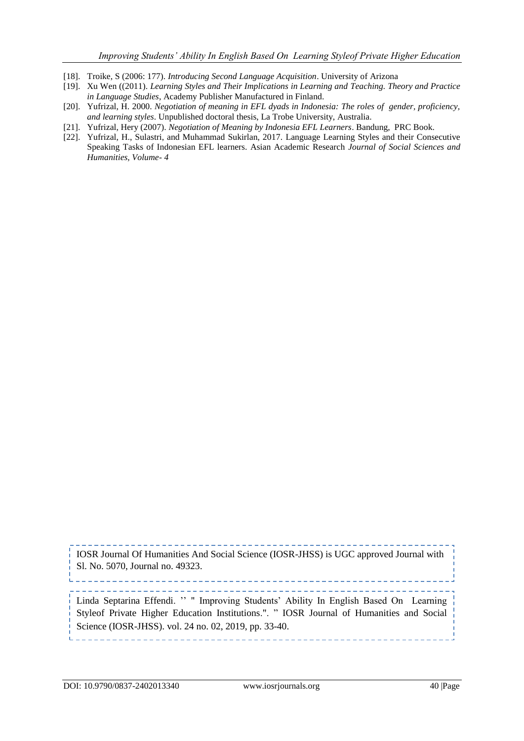[18]. Troike, S (2006: 177). *Introducing Second Language Acquisition*. University of Arizona
[19]. Xu Wen ((2011). *Learning Styles and Their Implications in Learning and Teaching. Theory and Practice in Language Studies*, Academy Publisher Manufactured in Finland.
[20]. Yufrizal, H. 2000. *Negotiation of meaning in EFL dyads in Indonesia: The roles of gender, proficiency, and learning styles*. Unpublished doctoral thesis, La Trobe University, Australia.
[21]. Yufrizal, Hery (2007). *Negotiation of Meaning by Indonesia EFL Learners*. Bandung, PRC Book.
[22]. Yufrizal, H., Sulastri, and Muhammad Sukirlan, 2017. Language Learning Styles and their Consecutive Speaking Tasks of Indonesian EFL learners. Asian Academic Research *Journal of Social Sciences and Humanities, Volume- 4*

IOSR Journal Of Humanities And Social Science (IOSR-JHSS) is UGC approved Journal with Sl. No. 5070, Journal no. 49323.

Linda Septarina Effendi. '' " Improving Students' Ability In English Based On Learning Styleof Private Higher Education Institutions.". " IOSR Journal of Humanities and Social Science (IOSR-JHSS). vol. 24 no. 02, 2019, pp. 33-40.